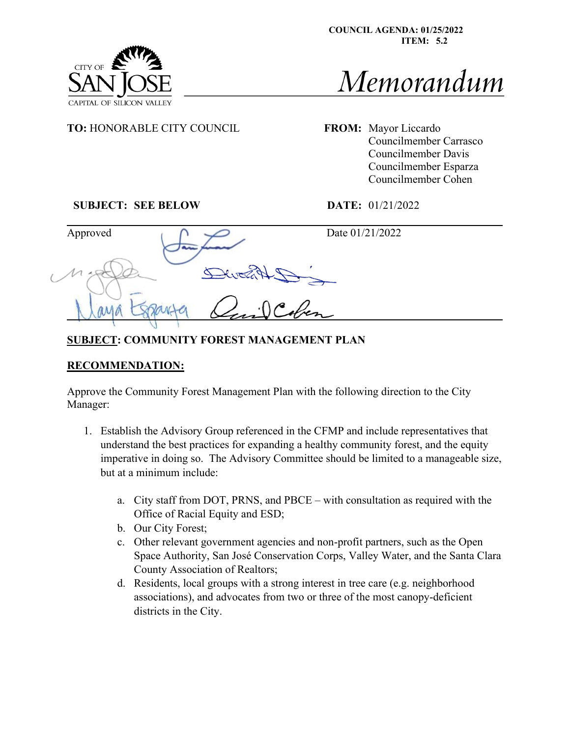COUNCIL AGENDA: 01/25/2022
ITEM: 5.2

CITY OF SAN JOSE
CAPITAL OF SILICON VALLEY

# Memorandum

**TO:** HONORABLE CITY COUNCIL

**FROM:** Mayor Liccardo
Councilmember Carrasco
Councilmember Davis
Councilmember Esparza
Councilmember Cohen

**SUBJECT: SEE BELOW**

**DATE:** 01/21/2022

Approved

Date 01/21/2022

**SUBJECT: COMMUNITY FOREST MANAGEMENT PLAN**

## RECOMMENDATION:

Approve the Community Forest Management Plan with the following direction to the City Manager:

1. Establish the Advisory Group referenced in the CFMP and include representatives that understand the best practices for expanding a healthy community forest, and the equity imperative in doing so. The Advisory Committee should be limited to a manageable size, but at a minimum include:

    a. City staff from DOT, PRNS, and PBCE – with consultation as required with the Office of Racial Equity and ESD;
    b. Our City Forest;
    c. Other relevant government agencies and non-profit partners, such as the Open Space Authority, San José Conservation Corps, Valley Water, and the Santa Clara County Association of Realtors;
    d. Residents, local groups with a strong interest in tree care (e.g. neighborhood associations), and advocates from two or three of the most canopy-deficient districts in the City.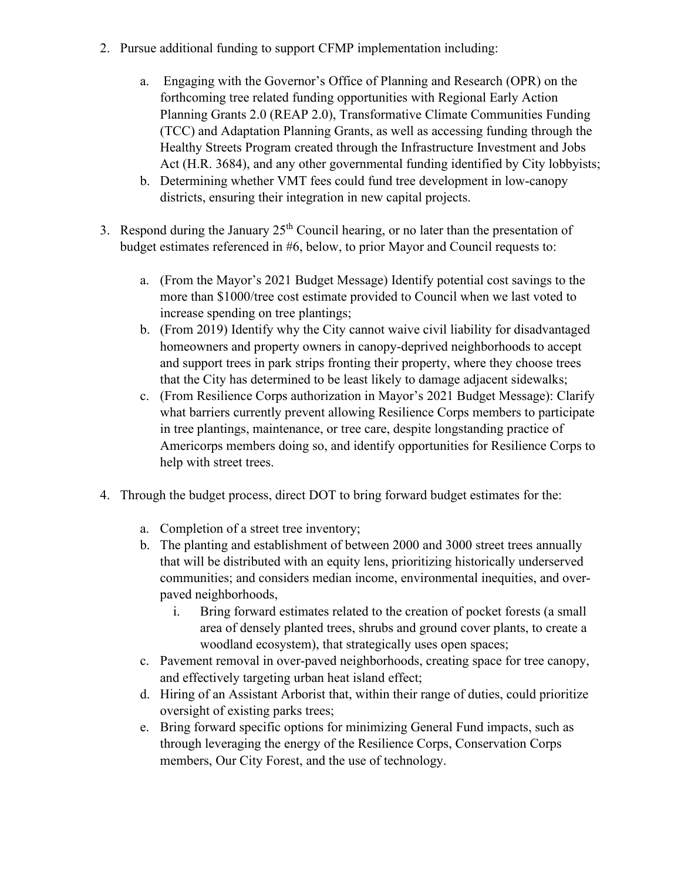2. Pursue additional funding to support CFMP implementation including:

    a. Engaging with the Governor's Office of Planning and Research (OPR) on the forthcoming tree related funding opportunities with Regional Early Action Planning Grants 2.0 (REAP 2.0), Transformative Climate Communities Funding (TCC) and Adaptation Planning Grants, as well as accessing funding through the Healthy Streets Program created through the Infrastructure Investment and Jobs Act (H.R. 3684), and any other governmental funding identified by City lobbyists;
    b. Determining whether VMT fees could fund tree development in low-canopy districts, ensuring their integration in new capital projects.

3. Respond during the January 25th Council hearing, or no later than the presentation of budget estimates referenced in #6, below, to prior Mayor and Council requests to:

    a. (From the Mayor's 2021 Budget Message) Identify potential cost savings to the more than $1000/tree cost estimate provided to Council when we last voted to increase spending on tree plantings;
    b. (From 2019) Identify why the City cannot waive civil liability for disadvantaged homeowners and property owners in canopy-deprived neighborhoods to accept and support trees in park strips fronting their property, where they choose trees that the City has determined to be least likely to damage adjacent sidewalks;
    c. (From Resilience Corps authorization in Mayor's 2021 Budget Message): Clarify what barriers currently prevent allowing Resilience Corps members to participate in tree plantings, maintenance, or tree care, despite longstanding practice of Americorps members doing so, and identify opportunities for Resilience Corps to help with street trees.

4. Through the budget process, direct DOT to bring forward budget estimates for the:

    a. Completion of a street tree inventory;
    b. The planting and establishment of between 2000 and 3000 street trees annually that will be distributed with an equity lens, prioritizing historically underserved communities; and considers median income, environmental inequities, and over-paved neighborhoods,
        i. Bring forward estimates related to the creation of pocket forests (a small area of densely planted trees, shrubs and ground cover plants, to create a woodland ecosystem), that strategically uses open spaces;
    c. Pavement removal in over-paved neighborhoods, creating space for tree canopy, and effectively targeting urban heat island effect;
    d. Hiring of an Assistant Arborist that, within their range of duties, could prioritize oversight of existing parks trees;
    e. Bring forward specific options for minimizing General Fund impacts, such as through leveraging the energy of the Resilience Corps, Conservation Corps members, Our City Forest, and the use of technology.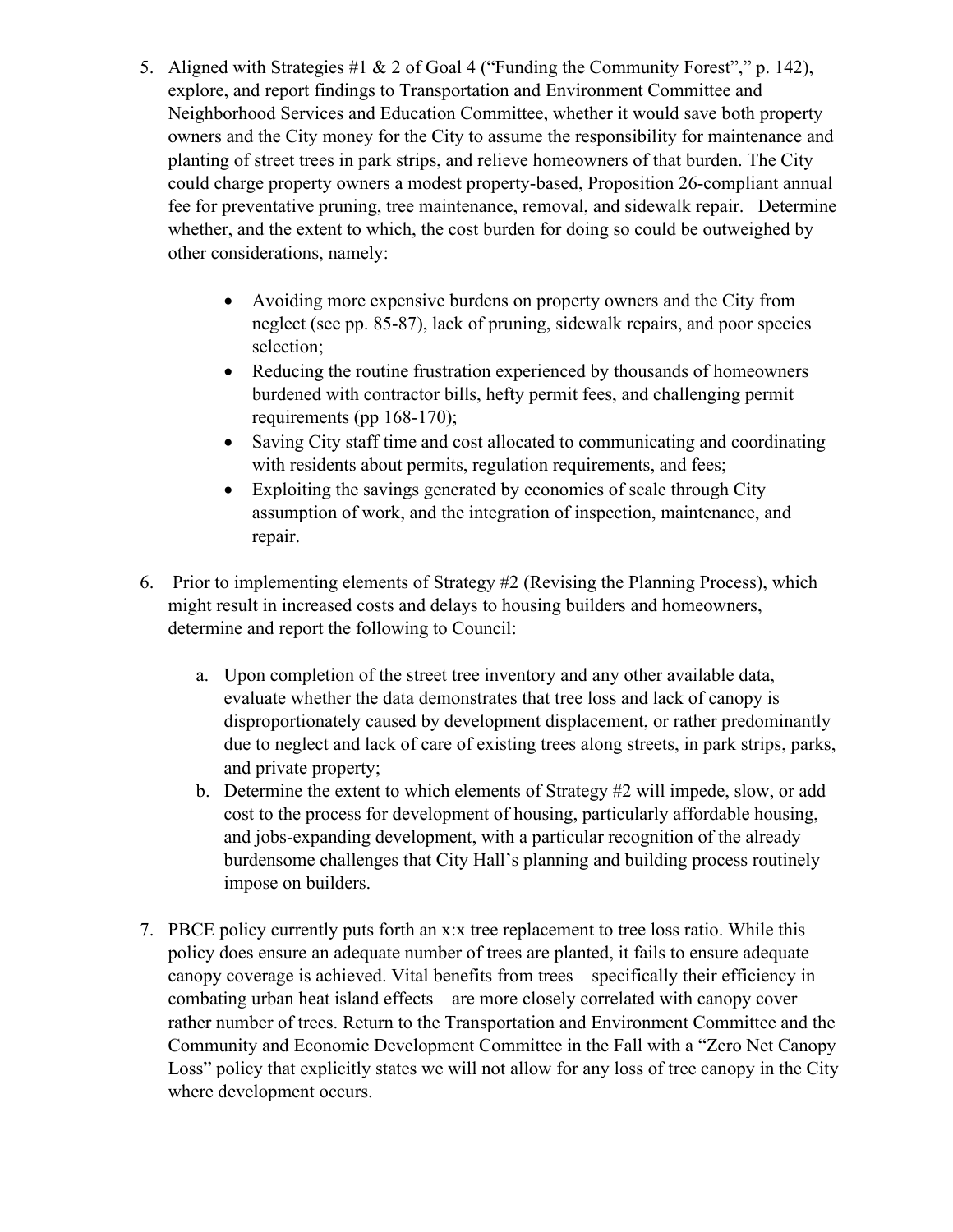5. Aligned with Strategies #1 & 2 of Goal 4 ("Funding the Community Forest"," p. 142), explore, and report findings to Transportation and Environment Committee and Neighborhood Services and Education Committee, whether it would save both property owners and the City money for the City to assume the responsibility for maintenance and planting of street trees in park strips, and relieve homeowners of that burden. The City could charge property owners a modest property-based, Proposition 26-compliant annual fee for preventative pruning, tree maintenance, removal, and sidewalk repair. Determine whether, and the extent to which, the cost burden for doing so could be outweighed by other considerations, namely:

    - Avoiding more expensive burdens on property owners and the City from neglect (see pp. 85-87), lack of pruning, sidewalk repairs, and poor species selection;
    - Reducing the routine frustration experienced by thousands of homeowners burdened with contractor bills, hefty permit fees, and challenging permit requirements (pp 168-170);
    - Saving City staff time and cost allocated to communicating and coordinating with residents about permits, regulation requirements, and fees;
    - Exploiting the savings generated by economies of scale through City assumption of work, and the integration of inspection, maintenance, and repair.

6. Prior to implementing elements of Strategy #2 (Revising the Planning Process), which might result in increased costs and delays to housing builders and homeowners, determine and report the following to Council:

    a. Upon completion of the street tree inventory and any other available data, evaluate whether the data demonstrates that tree loss and lack of canopy is disproportionately caused by development displacement, or rather predominantly due to neglect and lack of care of existing trees along streets, in park strips, parks, and private property;

    b. Determine the extent to which elements of Strategy #2 will impede, slow, or add cost to the process for development of housing, particularly affordable housing, and jobs-expanding development, with a particular recognition of the already burdensome challenges that City Hall's planning and building process routinely impose on builders.

7. PBCE policy currently puts forth an x:x tree replacement to tree loss ratio. While this policy does ensure an adequate number of trees are planted, it fails to ensure adequate canopy coverage is achieved. Vital benefits from trees – specifically their efficiency in combating urban heat island effects – are more closely correlated with canopy cover rather number of trees. Return to the Transportation and Environment Committee and the Community and Economic Development Committee in the Fall with a "Zero Net Canopy Loss" policy that explicitly states we will not allow for any loss of tree canopy in the City where development occurs.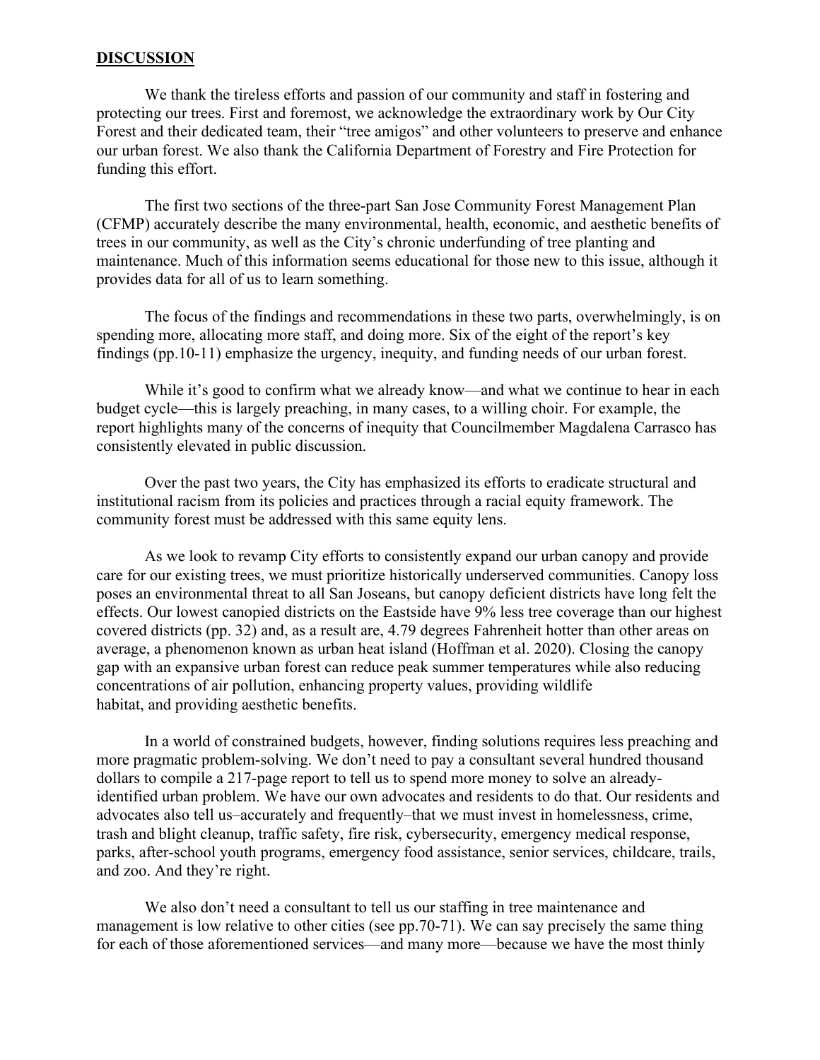## DISCUSSION

We thank the tireless efforts and passion of our community and staff in fostering and protecting our trees. First and foremost, we acknowledge the extraordinary work by Our City Forest and their dedicated team, their "tree amigos" and other volunteers to preserve and enhance our urban forest. We also thank the California Department of Forestry and Fire Protection for funding this effort.

The first two sections of the three-part San Jose Community Forest Management Plan (CFMP) accurately describe the many environmental, health, economic, and aesthetic benefits of trees in our community, as well as the City's chronic underfunding of tree planting and maintenance. Much of this information seems educational for those new to this issue, although it provides data for all of us to learn something.

The focus of the findings and recommendations in these two parts, overwhelmingly, is on spending more, allocating more staff, and doing more. Six of the eight of the report's key findings (pp.10-11) emphasize the urgency, inequity, and funding needs of our urban forest.

While it's good to confirm what we already know—and what we continue to hear in each budget cycle—this is largely preaching, in many cases, to a willing choir. For example, the report highlights many of the concerns of inequity that Councilmember Magdalena Carrasco has consistently elevated in public discussion.

Over the past two years, the City has emphasized its efforts to eradicate structural and institutional racism from its policies and practices through a racial equity framework. The community forest must be addressed with this same equity lens.

As we look to revamp City efforts to consistently expand our urban canopy and provide care for our existing trees, we must prioritize historically underserved communities. Canopy loss poses an environmental threat to all San Joseans, but canopy deficient districts have long felt the effects. Our lowest canopied districts on the Eastside have 9% less tree coverage than our highest covered districts (pp. 32) and, as a result are, 4.79 degrees Fahrenheit hotter than other areas on average, a phenomenon known as urban heat island (Hoffman et al. 2020). Closing the canopy gap with an expansive urban forest can reduce peak summer temperatures while also reducing concentrations of air pollution, enhancing property values, providing wildlife habitat, and providing aesthetic benefits.

In a world of constrained budgets, however, finding solutions requires less preaching and more pragmatic problem-solving. We don't need to pay a consultant several hundred thousand dollars to compile a 217-page report to tell us to spend more money to solve an already-identified urban problem. We have our own advocates and residents to do that. Our residents and advocates also tell us–accurately and frequently–that we must invest in homelessness, crime, trash and blight cleanup, traffic safety, fire risk, cybersecurity, emergency medical response, parks, after-school youth programs, emergency food assistance, senior services, childcare, trails, and zoo. And they're right.

We also don't need a consultant to tell us our staffing in tree maintenance and management is low relative to other cities (see pp.70-71). We can say precisely the same thing for each of those aforementioned services—and many more—because we have the most thinly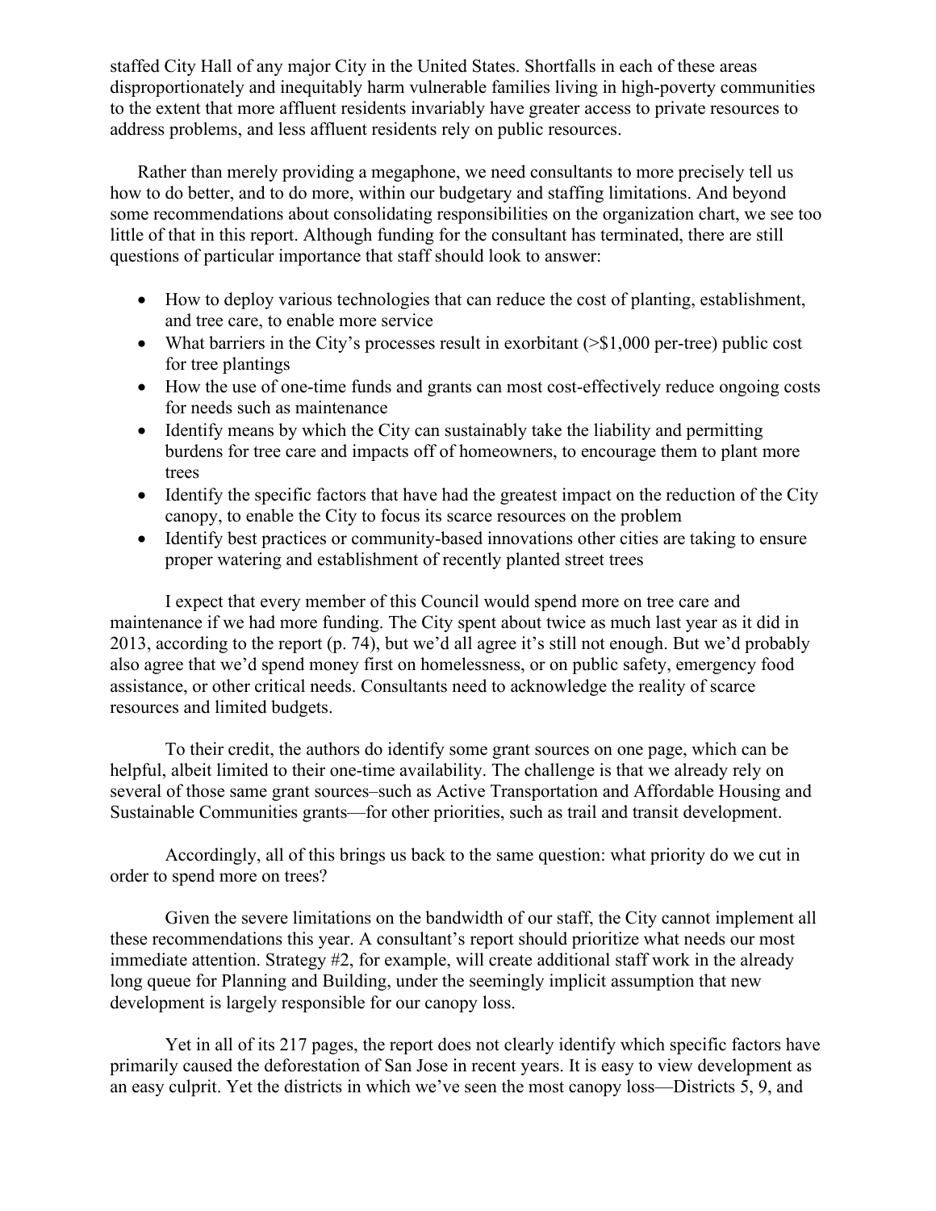staffed City Hall of any major City in the United States. Shortfalls in each of these areas disproportionately and inequitably harm vulnerable families living in high-poverty communities to the extent that more affluent residents invariably have greater access to private resources to address problems, and less affluent residents rely on public resources.

Rather than merely providing a megaphone, we need consultants to more precisely tell us how to do better, and to do more, within our budgetary and staffing limitations. And beyond some recommendations about consolidating responsibilities on the organization chart, we see too little of that in this report. Although funding for the consultant has terminated, there are still questions of particular importance that staff should look to answer:

- How to deploy various technologies that can reduce the cost of planting, establishment, and tree care, to enable more service
- What barriers in the City's processes result in exorbitant (>$1,000 per-tree) public cost for tree plantings
- How the use of one-time funds and grants can most cost-effectively reduce ongoing costs for needs such as maintenance
- Identify means by which the City can sustainably take the liability and permitting burdens for tree care and impacts off of homeowners, to encourage them to plant more trees
- Identify the specific factors that have had the greatest impact on the reduction of the City canopy, to enable the City to focus its scarce resources on the problem
- Identify best practices or community-based innovations other cities are taking to ensure proper watering and establishment of recently planted street trees

I expect that every member of this Council would spend more on tree care and maintenance if we had more funding. The City spent about twice as much last year as it did in 2013, according to the report (p. 74), but we'd all agree it's still not enough. But we'd probably also agree that we'd spend money first on homelessness, or on public safety, emergency food assistance, or other critical needs. Consultants need to acknowledge the reality of scarce resources and limited budgets.

To their credit, the authors do identify some grant sources on one page, which can be helpful, albeit limited to their one-time availability. The challenge is that we already rely on several of those same grant sources–such as Active Transportation and Affordable Housing and Sustainable Communities grants—for other priorities, such as trail and transit development.

Accordingly, all of this brings us back to the same question: what priority do we cut in order to spend more on trees?

Given the severe limitations on the bandwidth of our staff, the City cannot implement all these recommendations this year. A consultant's report should prioritize what needs our most immediate attention. Strategy #2, for example, will create additional staff work in the already long queue for Planning and Building, under the seemingly implicit assumption that new development is largely responsible for our canopy loss.

Yet in all of its 217 pages, the report does not clearly identify which specific factors have primarily caused the deforestation of San Jose in recent years. It is easy to view development as an easy culprit. Yet the districts in which we've seen the most canopy loss—Districts 5, 9, and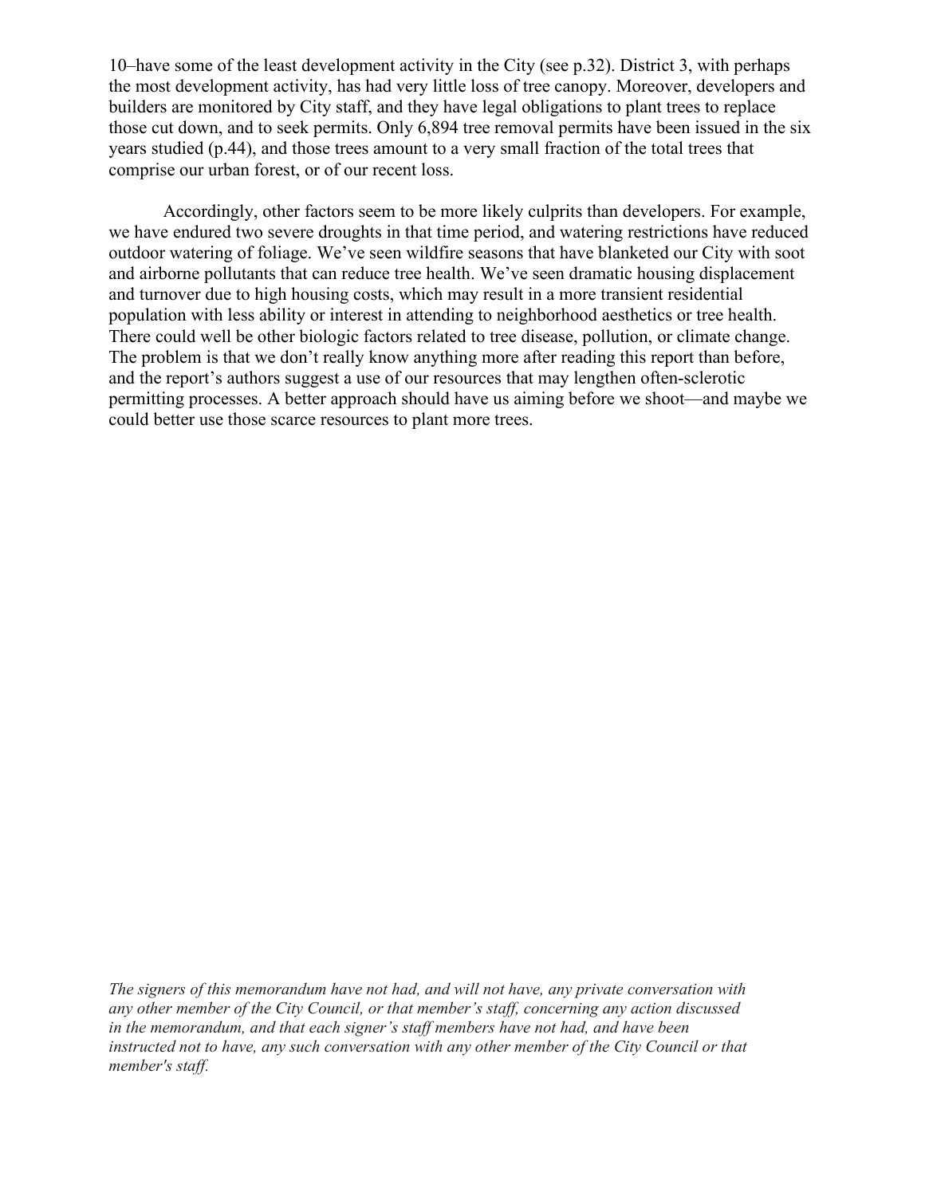10–have some of the least development activity in the City (see p.32). District 3, with perhaps the most development activity, has had very little loss of tree canopy. Moreover, developers and builders are monitored by City staff, and they have legal obligations to plant trees to replace those cut down, and to seek permits. Only 6,894 tree removal permits have been issued in the six years studied (p.44), and those trees amount to a very small fraction of the total trees that comprise our urban forest, or of our recent loss.

Accordingly, other factors seem to be more likely culprits than developers. For example, we have endured two severe droughts in that time period, and watering restrictions have reduced outdoor watering of foliage. We've seen wildfire seasons that have blanketed our City with soot and airborne pollutants that can reduce tree health. We've seen dramatic housing displacement and turnover due to high housing costs, which may result in a more transient residential population with less ability or interest in attending to neighborhood aesthetics or tree health. There could well be other biologic factors related to tree disease, pollution, or climate change. The problem is that we don't really know anything more after reading this report than before, and the report's authors suggest a use of our resources that may lengthen often-sclerotic permitting processes. A better approach should have us aiming before we shoot—and maybe we could better use those scarce resources to plant more trees.

*The signers of this memorandum have not had, and will not have, any private conversation with any other member of the City Council, or that member's staff, concerning any action discussed in the memorandum, and that each signer's staff members have not had, and have been instructed not to have, any such conversation with any other member of the City Council or that member's staff.*